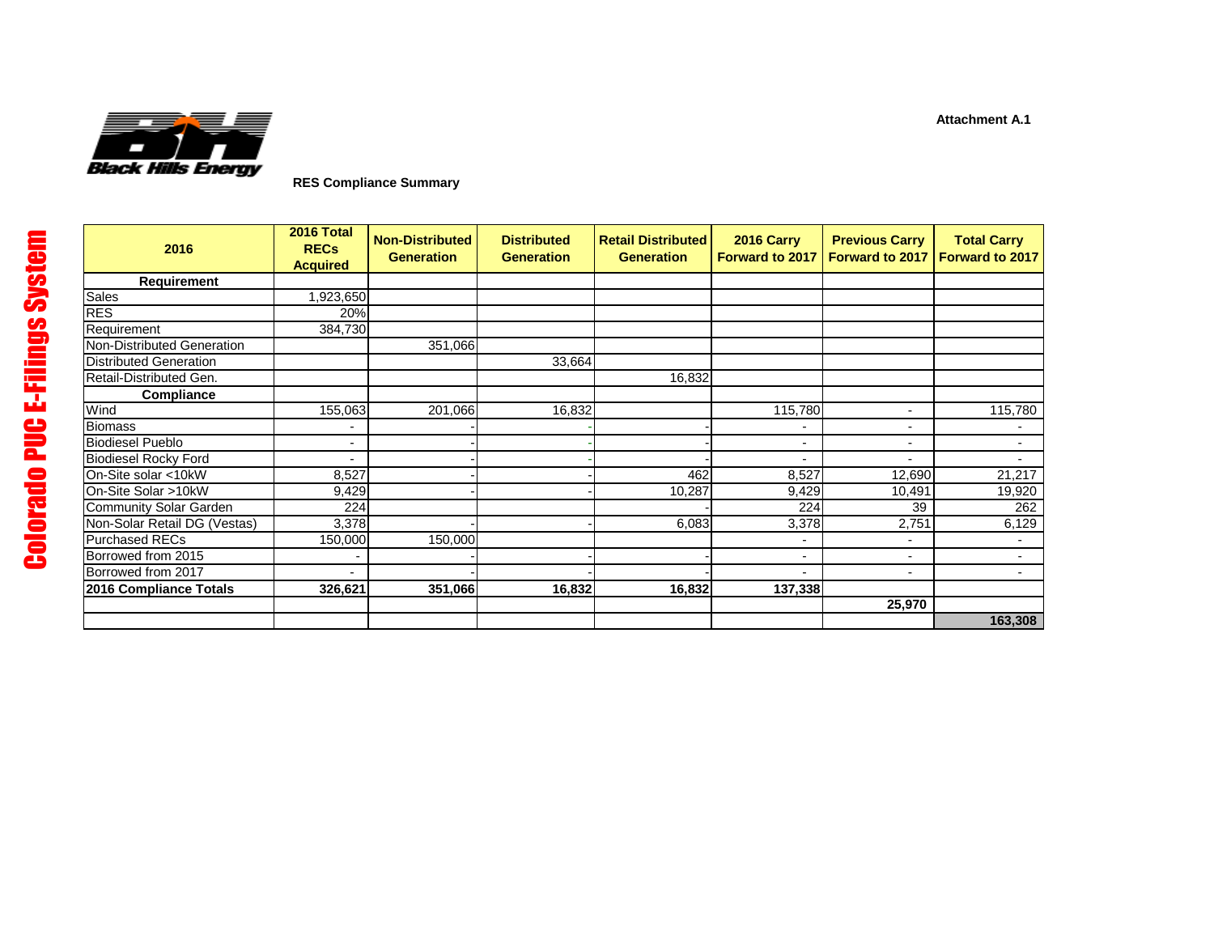Attachment A.1

Black Hills Energy

**RES Compliance Summary**

| 2016 | 2016 Total RECs Acquired | Non-Distributed Generation | Distributed Generation | Retail Distributed Generation | 2016 Carry Forward to 2017 | Previous Carry Forward to 2017 | Total Carry Forward to 2017 |
|---|---|---|---|---|---|---|---|
| **Requirement** | | | | | | | |
| Sales | 1,923,650 | | | | | | |
| RES | 20% | | | | | | |
| Requirement | 384,730 | | | | | | |
| Non-Distributed Generation | | 351,066 | | | | | |
| Distributed Generation | | | 33,664 | | | | |
| Retail-Distributed Gen. | | | | 16,832 | | | |
| **Compliance** | | | | | | | |
| Wind | 155,063 | 201,066 | 16,832 | | 115,780 | - | 115,780 |
| Biomass | - | - | - | - | - | - | - |
| Biodiesel Pueblo | - | - | - | - | - | - | - |
| Biodiesel Rocky Ford | - | - | - | - | - | - | - |
| On-Site solar <10kW | 8,527 | - | - | 462 | 8,527 | 12,690 | 21,217 |
| On-Site Solar >10kW | 9,429 | - | - | 10,287 | 9,429 | 10,491 | 19,920 |
| Community Solar Garden | 224 | | | - | 224 | 39 | 262 |
| Non-Solar Retail DG (Vestas) | 3,378 | - | - | 6,083 | 3,378 | 2,751 | 6,129 |
| Purchased RECs | 150,000 | 150,000 | | | - | - | - |
| Borrowed from 2015 | - | - | - | - | - | - | - |
| Borrowed from 2017 | - | - | - | - | - | - | - |
| **2016 Compliance Totals** | **326,621** | **351,066** | **16,832** | **16,832** | **137,338** | | |
| | | | | | | **25,970** | |
| | | | | | | | **163,308** |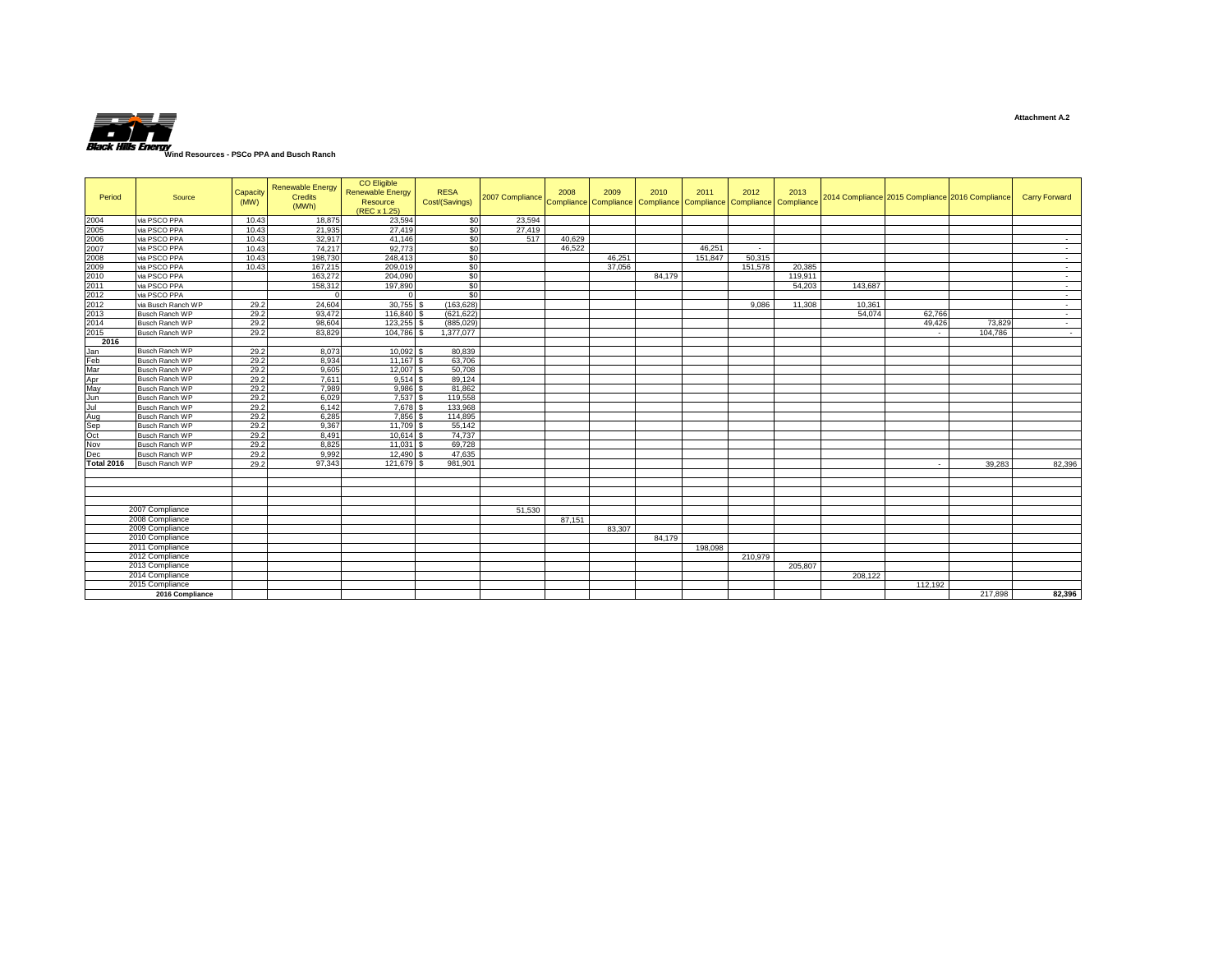Attachment A.2

**Black Hills Energy**

**Wind Resources - PSCo PPA and Busch Ranch**

| Period | Source | Capacity (MW) | Renewable Energy Credits (MWh) | CO Eligible Renewable Energy Resource (REC x 1.25) | RESA Cost/(Savings) | 2007 Compliance | 2008 Compliance | 2009 Compliance | 2010 Compliance | 2011 Compliance | 2012 Compliance | 2013 Compliance | 2014 Compliance | 2015 Compliance | 2016 Compliance | Carry Forward |
|---|---|---|---|---|---|---|---|---|---|---|---|---|---|---|---|---|
| 2004 | via PSCO PPA | 10.43 | 18,875 | 23,594 | $0 | 23,594 | | | | | | | | | | |
| 2005 | via PSCO PPA | 10.43 | 21,935 | 27,419 | $0 | 27,419 | | | | | | | | | | |
| 2006 | via PSCO PPA | 10.43 | 32,917 | 41,146 | $0 | 517 | 40,629 | | | | | | | | | - |
| 2007 | via PSCO PPA | 10.43 | 74,217 | 92,773 | $0 | | 46,522 | | | 46,251 | - | | | | | - |
| 2008 | via PSCO PPA | 10.43 | 198,730 | 248,413 | $0 | | | 46,251 | | 151,847 | 50,315 | | | | | - |
| 2009 | via PSCO PPA | 10.43 | 167,215 | 209,019 | $0 | | | 37,056 | | | 151,578 | 20,385 | | | | - |
| 2010 | via PSCO PPA | | 163,272 | 204,090 | $0 | | | | 84,179 | | | 119,911 | | | | - |
| 2011 | via PSCO PPA | | 158,312 | 197,890 | $0 | | | | | | | 54,203 | 143,687 | | | - |
| 2012 | via PSCO PPA | | 0 | 0 | $0 | | | | | | | | | | | - |
| 2012 | via Busch Ranch WP | 29.2 | 24,604 | 30,755 | $ (163,628) | | | | | | 9,086 | 11,308 | 10,361 | | | - |
| 2013 | Busch Ranch WP | 29.2 | 93,472 | 116,840 | $ (621,622) | | | | | | | | 54,074 | 62,766 | | - |
| 2014 | Busch Ranch WP | 29.2 | 98,604 | 123,255 | $ (885,029) | | | | | | | | | 49,426 | 73,829 | - |
| 2015 | Busch Ranch WP | 29.2 | 83,829 | 104,786 | $ 1,377,077 | | | | | | | | | - | 104,786 | - |
| **2016** | | | | | | | | | | | | | | | | |
| Jan | Busch Ranch WP | 29.2 | 8,073 | 10,092 | $ 80,839 | | | | | | | | | | | |
| Feb | Busch Ranch WP | 29.2 | 8,934 | 11,167 | $ 63,706 | | | | | | | | | | | |
| Mar | Busch Ranch WP | 29.2 | 9,605 | 12,007 | $ 50,708 | | | | | | | | | | | |
| Apr | Busch Ranch WP | 29.2 | 7,611 | 9,514 | $ 89,124 | | | | | | | | | | | |
| May | Busch Ranch WP | 29.2 | 7,989 | 9,986 | $ 81,862 | | | | | | | | | | | |
| Jun | Busch Ranch WP | 29.2 | 6,029 | 7,537 | $ 119,558 | | | | | | | | | | | |
| Jul | Busch Ranch WP | 29.2 | 6,142 | 7,678 | $ 133,968 | | | | | | | | | | | |
| Aug | Busch Ranch WP | 29.2 | 6,285 | 7,856 | $ 114,895 | | | | | | | | | | | |
| Sep | Busch Ranch WP | 29.2 | 9,367 | 11,709 | $ 55,142 | | | | | | | | | | | |
| Oct | Busch Ranch WP | 29.2 | 8,491 | 10,614 | $ 74,737 | | | | | | | | | | | |
| Nov | Busch Ranch WP | 29.2 | 8,825 | 11,031 | $ 69,728 | | | | | | | | | | | |
| Dec | Busch Ranch WP | 29.2 | 9,992 | 12,490 | $ 47,635 | | | | | | | | | | | |
| **Total 2016** | Busch Ranch WP | 29.2 | 97,343 | 121,679 | $ 981,901 | | | | | | | | | - | 39,283 | 82,396 |
| | | | | | | | | | | | | | | | | |
| 2007 Compliance | | | | | | 51,530 | | | | | | | | | | |
| 2008 Compliance | | | | | | | 87,151 | | | | | | | | | |
| 2009 Compliance | | | | | | | | 83,307 | | | | | | | | |
| 2010 Compliance | | | | | | | | | 84,179 | | | | | | | |
| 2011 Compliance | | | | | | | | | | 198,098 | | | | | | |
| 2012 Compliance | | | | | | | | | | | 210,979 | | | | | |
| 2013 Compliance | | | | | | | | | | | | 205,807 | | | | |
| 2014 Compliance | | | | | | | | | | | | | 208,122 | | | |
| 2015 Compliance | | | | | | | | | | | | | | 112,192 | | |
| **2016 Compliance** | | | | | | | | | | | | | | | 217,898 | **82,396** |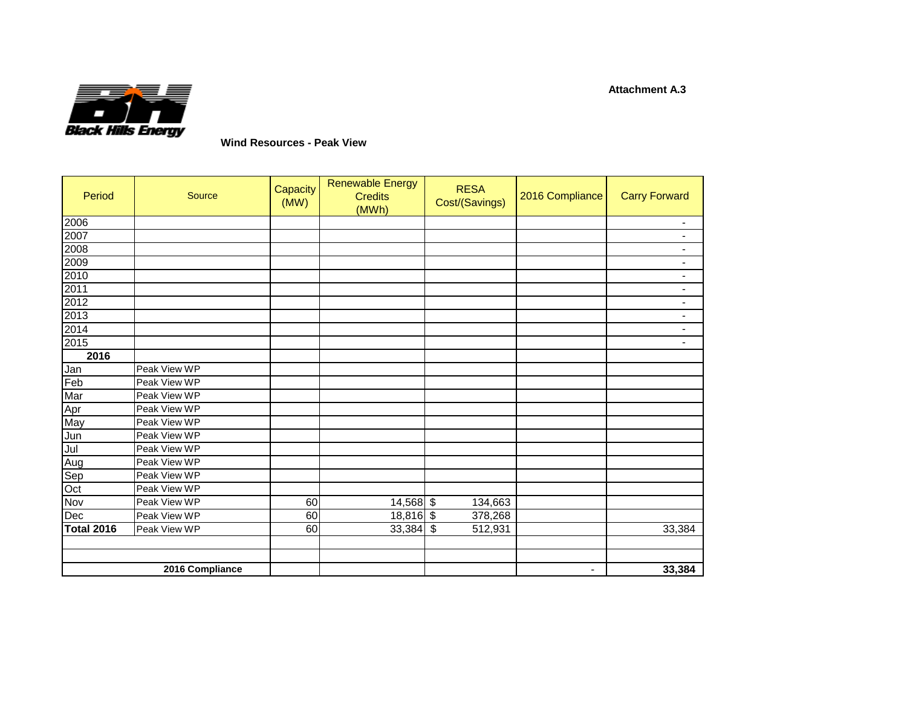Attachment A.3

Black Hills Energy

**Wind Resources - Peak View**

| Period | Source | Capacity (MW) | Renewable Energy Credits (MWh) | RESA Cost/(Savings) | 2016 Compliance | Carry Forward |
|---|---|---|---|---|---|---|
| 2006 | | | | | | - |
| 2007 | | | | | | - |
| 2008 | | | | | | - |
| 2009 | | | | | | - |
| 2010 | | | | | | - |
| 2011 | | | | | | - |
| 2012 | | | | | | - |
| 2013 | | | | | | - |
| 2014 | | | | | | - |
| 2015 | | | | | | - |
| **2016** | | | | | | |
| Jan | Peak View WP | | | | | |
| Feb | Peak View WP | | | | | |
| Mar | Peak View WP | | | | | |
| Apr | Peak View WP | | | | | |
| May | Peak View WP | | | | | |
| Jun | Peak View WP | | | | | |
| Jul | Peak View WP | | | | | |
| Aug | Peak View WP | | | | | |
| Sep | Peak View WP | | | | | |
| Oct | Peak View WP | | | | | |
| Nov | Peak View WP | 60 | 14,568 | $ 134,663 | | |
| Dec | Peak View WP | 60 | 18,816 | $ 378,268 | | |
| **Total 2016** | Peak View WP | 60 | 33,384 | $ 512,931 | | 33,384 |
| | | | | | | |
| | | | | | | |
| **2016 Compliance** | | | | | - | **33,384** |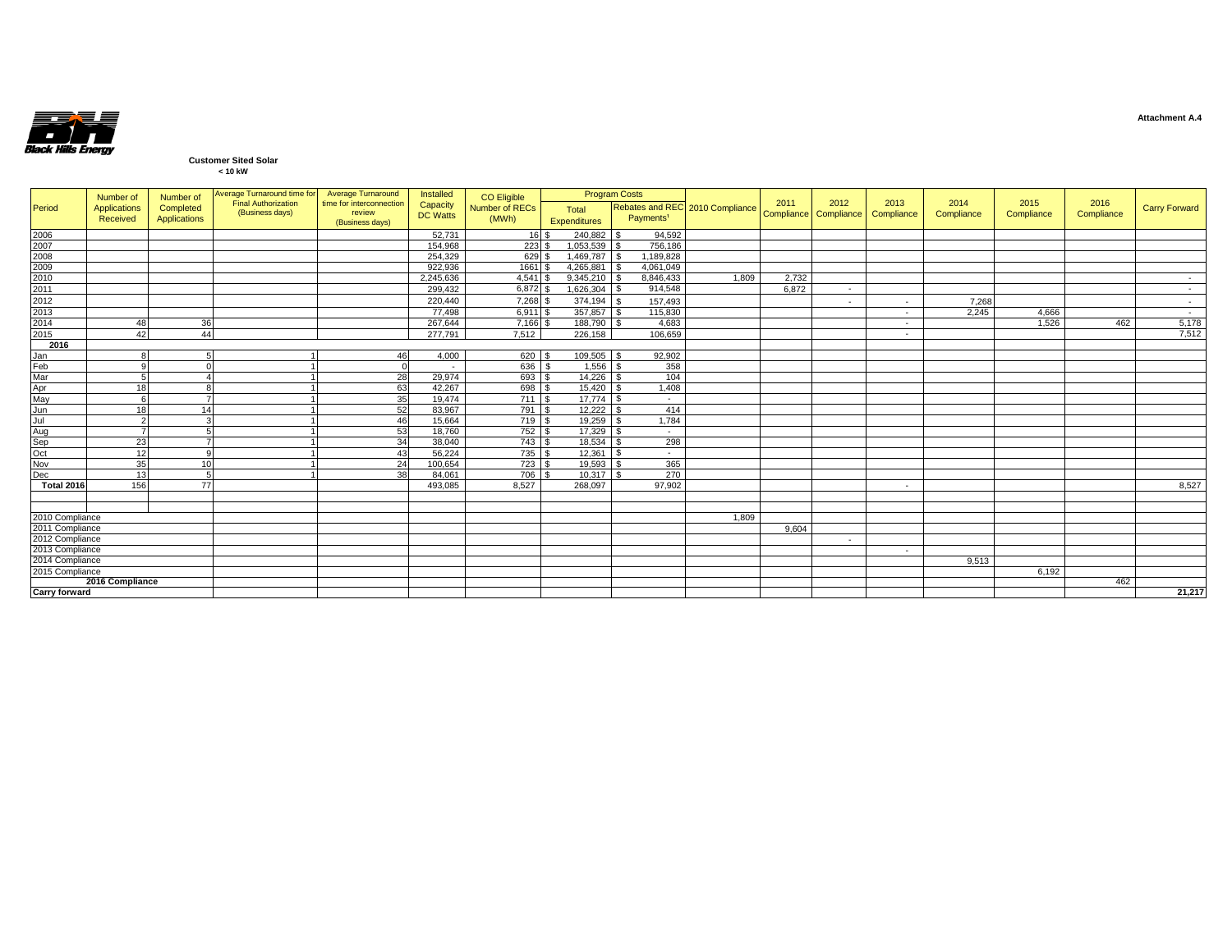Attachment A.4

Black Hills Energy

**Customer Sited Solar**
**< 10 kW**

| Period | Number of Applications Received | Number of Completed Applications | Average Turnaround time for Final Authorization (Business days) | Average Turnaround time for interconnection review (Business days) | Installed Capacity DC Watts | CO Eligible Number of RECs (MWh) | Program Costs | | 2010 Compliance | 2011 Compliance | 2012 Compliance | 2013 Compliance | 2014 Compliance | 2015 Compliance | 2016 Compliance | Carry Forward |
|---|---|---|---|---|---|---|---|---|---|---|---|---|---|---|---|---|
| | | | | | | | Total Expenditures | Rebates and REC Payments[1] | | | | | | | | |
| 2006 | | | | | 52,731 | 16 | $ 240,882 | $ 94,592 | | | | | | | | |
| 2007 | | | | | 154,968 | 223 | $ 1,053,539 | $ 756,186 | | | | | | | | |
| 2008 | | | | | 254,329 | 629 | $ 1,469,787 | $ 1,189,828 | | | | | | | | |
| 2009 | | | | | 922,936 | 1661 | $ 4,265,881 | $ 4,061,049 | | | | | | | | |
| 2010 | | | | | 2,245,636 | 4,541 | $ 9,345,210 | $ 8,846,433 | 1,809 | 2,732 | | | | | | - |
| 2011 | | | | | 299,432 | 6,872 | $ 1,626,304 | $ 914,548 | | 6,872 | - | | | | | - |
| 2012 | | | | | 220,440 | 7,268 | $ 374,194 | $ 157,493 | | | - | - | 7,268 | | | - |
| 2013 | | | | | 77,498 | 6,911 | $ 357,857 | $ 115,830 | | | | - | 2,245 | 4,666 | | - |
| 2014 | 48 | 36 | | | 267,644 | 7,166 | $ 188,790 | $ 4,683 | | | | - | | 1,526 | 462 | 5,178 |
| 2015 | 42 | 44 | | | 277,791 | 7,512 | 226,158 | 106,659 | | | | - | | | | 7,512 |
| **2016** | | | | | | | | | | | | | | | | |
| Jan | 8 | 5 | 1 | 46 | 4,000 | 620 | $ 109,505 | $ 92,902 | | | | | | | | |
| Feb | 9 | 0 | 1 | 0 | - | 636 | $ 1,556 | $ 358 | | | | | | | | |
| Mar | 5 | 4 | 1 | 28 | 29,974 | 693 | $ 14,226 | $ 104 | | | | | | | | |
| Apr | 18 | 8 | 1 | 63 | 42,267 | 698 | $ 15,420 | $ 1,408 | | | | | | | | |
| May | 6 | 7 | 1 | 35 | 19,474 | 711 | $ 17,774 | $ - | | | | | | | | |
| Jun | 18 | 14 | 1 | 52 | 83,967 | 791 | $ 12,222 | $ 414 | | | | | | | | |
| Jul | 2 | 3 | 1 | 46 | 15,664 | 719 | $ 19,259 | $ 1,784 | | | | | | | | |
| Aug | 7 | 5 | 1 | 53 | 18,760 | 752 | $ 17,329 | $ - | | | | | | | | |
| Sep | 23 | 7 | 1 | 34 | 38,040 | 743 | $ 18,534 | $ 298 | | | | | | | | |
| Oct | 12 | 9 | 1 | 43 | 56,224 | 735 | $ 12,361 | $ - | | | | | | | | |
| Nov | 35 | 10 | 1 | 24 | 100,654 | 723 | $ 19,593 | $ 365 | | | | | | | | |
| Dec | 13 | 5 | 1 | 38 | 84,061 | 706 | $ 10,317 | $ 270 | | | | | | | | |
| **Total 2016** | 156 | 77 | | | 493,085 | 8,527 | 268,097 | 97,902 | | | | - | | | | 8,527 |
| | | | | | | | | | | | | | | | | |
| | | | | | | | | | | | | | | | | |
| 2010 Compliance | | | | | | | | | 1,809 | | | | | | | |
| 2011 Compliance | | | | | | | | | | 9,604 | | | | | | |
| 2012 Compliance | | | | | | | | | | | - | | | | | |
| 2013 Compliance | | | | | | | | | | | | - | | | | |
| 2014 Compliance | | | | | | | | | | | | | 9,513 | | | |
| 2015 Compliance | | | | | | | | | | | | | | 6,192 | | |
| **2016 Compliance** | | | | | | | | | | | | | | | 462 | |
| **Carry forward** | | | | | | | | | | | | | | | | **21,217** |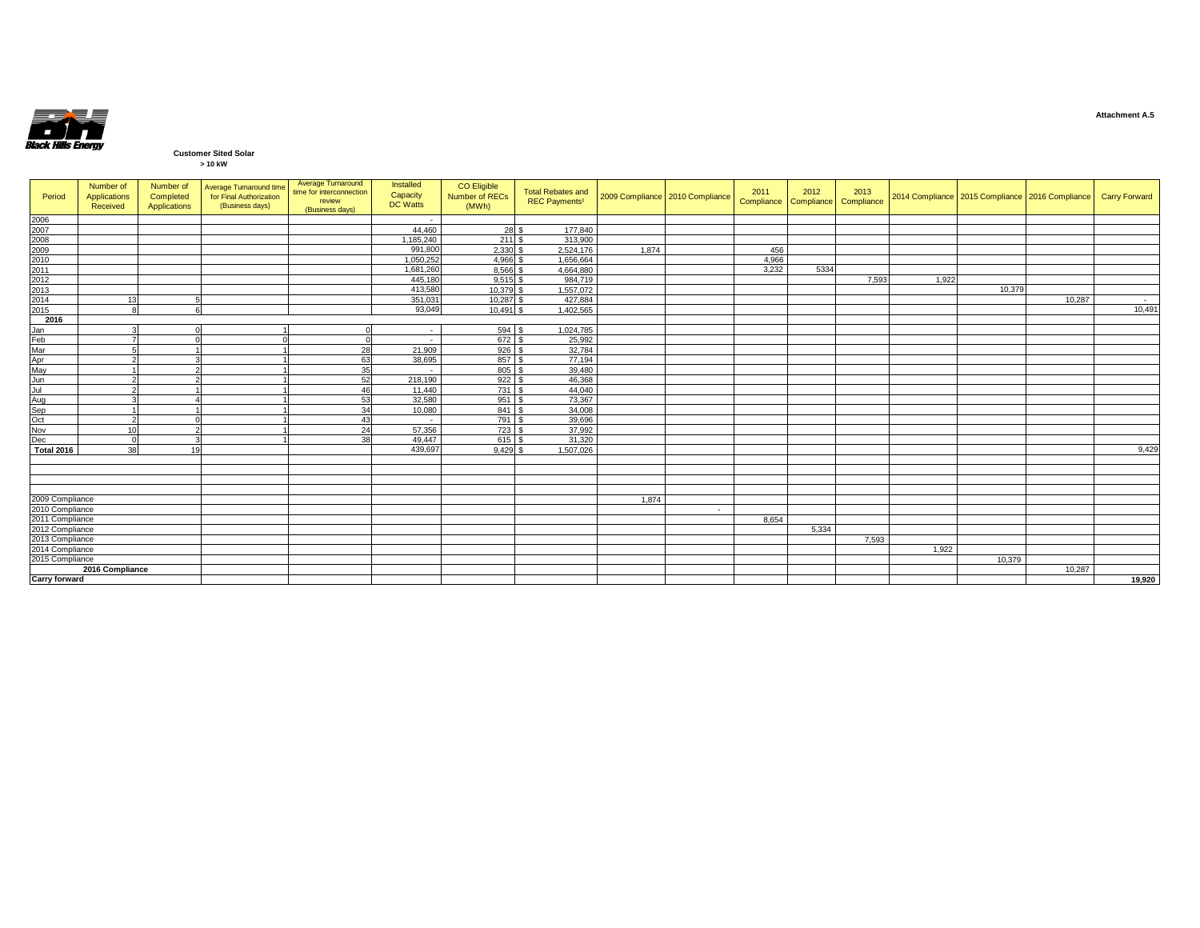Attachment A.5

Black Hills Energy

**Customer Sited Solar**
**> 10 kW**

| Period | Number of Applications Received | Number of Completed Applications | Average Turnaround time for Final Authorization (Business days) | Average Turnaround time for interconnection review (Business days) | Installed Capacity DC Watts | CO Eligible Number of RECs (MWh) | Total Rebates and REC Payments[1] | 2009 Compliance | 2010 Compliance | 2011 Compliance | 2012 Compliance | 2013 Compliance | 2014 Compliance | 2015 Compliance | 2016 Compliance | Carry Forward |
|---|---|---|---|---|---|---|---|---|---|---|---|---|---|---|---|---|
| 2006 | | | | | - | | | | | | | | | | | |
| 2007 | | | | | 44,460 | 28 | $ 177,840 | | | | | | | | | |
| 2008 | | | | | 1,185,240 | 211 | $ 313,900 | | | | | | | | | |
| 2009 | | | | | 991,800 | 2,330 | $ 2,524,176 | 1,874 | | 456 | | | | | | |
| 2010 | | | | | 1,050,252 | 4,966 | $ 1,656,664 | | | 4,966 | | | | | | |
| 2011 | | | | | 1,681,260 | 8,566 | $ 4,664,880 | | | 3,232 | 5334 | | | | | |
| 2012 | | | | | 445,180 | 9,515 | $ 984,719 | | | | | 7,593 | 1,922 | | | |
| 2013 | | | | | 413,580 | 10,379 | $ 1,557,072 | | | | | | | 10,379 | | |
| 2014 | 13 | 5 | | | 351,031 | 10,287 | $ 427,884 | | | | | | | | 10,287 | - |
| 2015 | 8 | 6 | | | 93,049 | 10,491 | $ 1,402,565 | | | | | | | | | 10,491 |
| **2016** | | | | | | | | | | | | | | | | |
| Jan | 3 | 0 | 1 | 0 | - | 594 | $ 1,024,785 | | | | | | | | | |
| Feb | 7 | 0 | 0 | 0 | - | 672 | $ 25,992 | | | | | | | | | |
| Mar | 5 | 1 | 1 | 28 | 21,909 | 926 | $ 32,784 | | | | | | | | | |
| Apr | 2 | 3 | 1 | 63 | 38,695 | 857 | $ 77,194 | | | | | | | | | |
| May | 1 | 2 | 1 | 35 | - | 805 | $ 39,480 | | | | | | | | | |
| Jun | 2 | 2 | 1 | 52 | 218,190 | 922 | $ 46,368 | | | | | | | | | |
| Jul | 2 | 1 | 1 | 46 | 11,440 | 731 | $ 44,040 | | | | | | | | | |
| Aug | 3 | 4 | 1 | 53 | 32,580 | 951 | $ 73,367 | | | | | | | | | |
| Sep | 1 | 1 | 1 | 34 | 10,080 | 841 | $ 34,008 | | | | | | | | | |
| Oct | 2 | 0 | 1 | 43 | - | 791 | $ 39,696 | | | | | | | | | |
| Nov | 10 | 2 | 1 | 24 | 57,356 | 723 | $ 37,992 | | | | | | | | | |
| Dec | 0 | 3 | 1 | 38 | 49,447 | 615 | $ 31,320 | | | | | | | | | |
| **Total 2016** | 38 | 19 | | | 439,697 | 9,429 | $ 1,507,026 | | | | | | | | | 9,429 |
| | | | | | | | | | | | | | | | | |
| 2009 Compliance | | | | | | | | 1,874 | | | | | | | | |
| 2010 Compliance | | | | | | | | | - | | | | | | | |
| 2011 Compliance | | | | | | | | | | 8,654 | | | | | | |
| 2012 Compliance | | | | | | | | | | | 5,334 | | | | | |
| 2013 Compliance | | | | | | | | | | | | 7,593 | | | | |
| 2014 Compliance | | | | | | | | | | | | | 1,922 | | | |
| 2015 Compliance | | | | | | | | | | | | | | 10,379 | | |
| 2016 Compliance | | | | | | | | | | | | | | | 10,287 | |
| **Carry forward** | | | | | | | | | | | | | | | | **19,920** |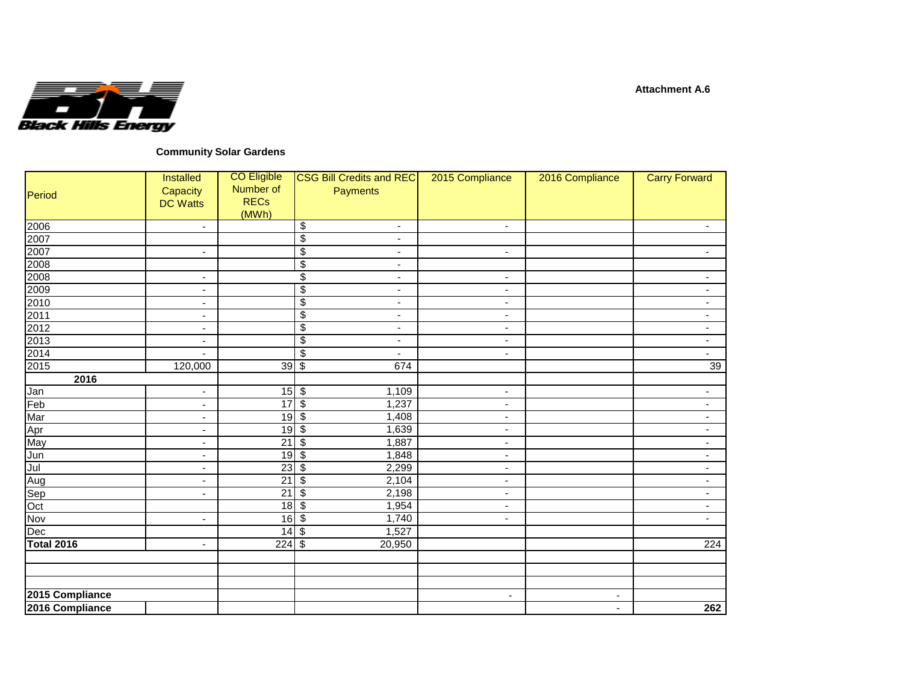Black Hills Energy

**Attachment A.6**

**Community Solar Gardens**

| Period | Installed Capacity DC Watts | CO Eligible Number of RECs (MWh) | CSG Bill Credits and REC Payments | 2015 Compliance | 2016 Compliance | Carry Forward |
|---|---|---|---|---|---|---|
| 2006 | - | | $ - | - | | - |
| 2007 | | | $ - | | | |
| 2007 | - | | $ - | - | | - |
| 2008 | | | $ - | | | |
| 2008 | - | | $ - | - | | - |
| 2009 | - | | $ - | - | | - |
| 2010 | - | | $ - | - | | - |
| 2011 | - | | $ - | - | | - |
| 2012 | - | | $ - | - | | - |
| 2013 | - | | $ - | - | | - |
| 2014 | - | | $ - | - | | - |
| 2015 | 120,000 | 39 | $ 674 | | | 39 |
| **2016** | | | | | | |
| Jan | - | 15 | $ 1,109 | - | | - |
| Feb | - | 17 | $ 1,237 | - | | - |
| Mar | - | 19 | $ 1,408 | - | | - |
| Apr | - | 19 | $ 1,639 | - | | - |
| May | - | 21 | $ 1,887 | - | | - |
| Jun | - | 19 | $ 1,848 | - | | - |
| Jul | - | 23 | $ 2,299 | - | | - |
| Aug | - | 21 | $ 2,104 | - | | - |
| Sep | - | 21 | $ 2,198 | - | | - |
| Oct | | 18 | $ 1,954 | - | | - |
| Nov | - | 16 | $ 1,740 | - | | - |
| Dec | | 14 | $ 1,527 | | | |
| **Total 2016** | - | 224 | $ 20,950 | | | 224 |
| | | | | | | |
| | | | | | | |
| | | | | | | |
| **2015 Compliance** | | | | - | - | |
| **2016 Compliance** | | | | | - | **262** |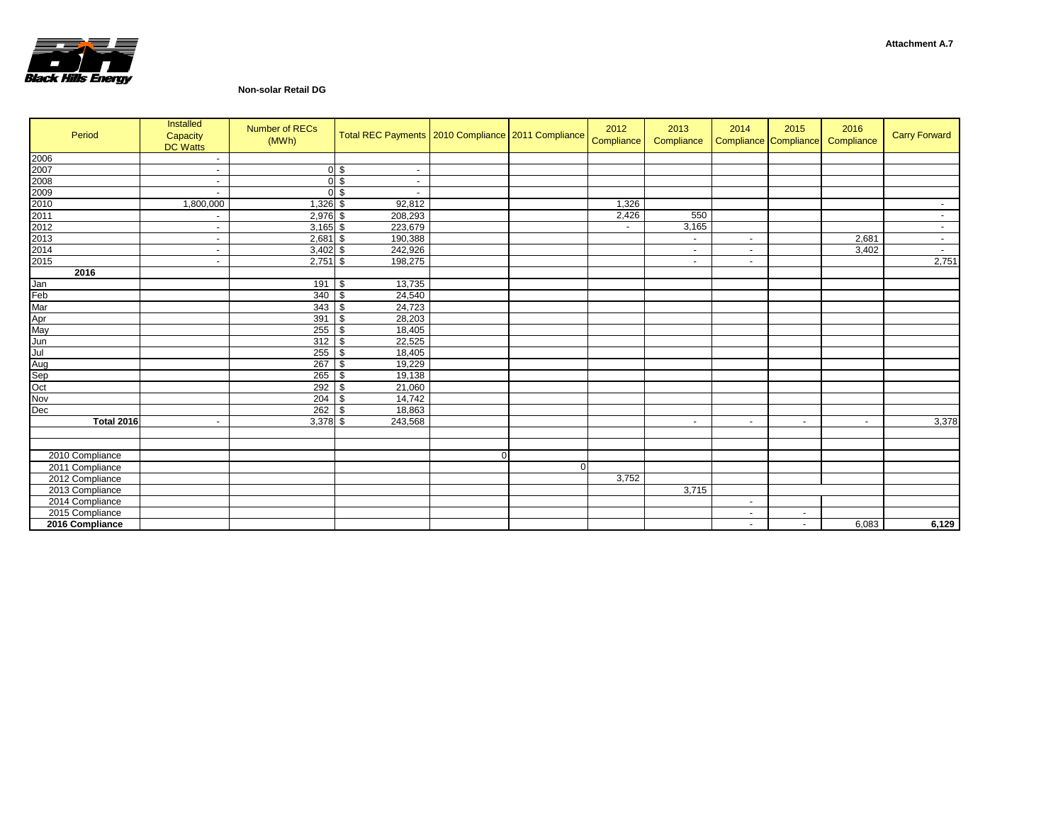Attachment A.7

Black Hills Energy

**Non-solar Retail DG**

| Period | Installed Capacity DC Watts | Number of RECs (MWh) | Total REC Payments | 2010 Compliance | 2011 Compliance | 2012 Compliance | 2013 Compliance | 2014 Compliance | 2015 Compliance | 2016 Compliance | Carry Forward |
|---|---|---|---|---|---|---|---|---|---|---|---|
| 2006 | - | | | | | | | | | | |
| 2007 | - | 0 | $ - | | | | | | | | |
| 2008 | - | 0 | $ - | | | | | | | | |
| 2009 | - | 0 | $ - | | | | | | | | |
| 2010 | 1,800,000 | 1,326 | $ 92,812 | | | 1,326 | | | | | - |
| 2011 | - | 2,976 | $ 208,293 | | | 2,426 | 550 | | | | - |
| 2012 | - | 3,165 | $ 223,679 | | | - | 3,165 | | | | - |
| 2013 | - | 2,681 | $ 190,388 | | | | - | - | | 2,681 | - |
| 2014 | - | 3,402 | $ 242,926 | | | | - | - | | 3,402 | - |
| 2015 | - | 2,751 | $ 198,275 | | | | - | - | | | 2,751 |
| **2016** | | | | | | | | | | | |
| Jan | | 191 | $ 13,735 | | | | | | | | |
| Feb | | 340 | $ 24,540 | | | | | | | | |
| Mar | | 343 | $ 24,723 | | | | | | | | |
| Apr | | 391 | $ 28,203 | | | | | | | | |
| May | | 255 | $ 18,405 | | | | | | | | |
| Jun | | 312 | $ 22,525 | | | | | | | | |
| Jul | | 255 | $ 18,405 | | | | | | | | |
| Aug | | 267 | $ 19,229 | | | | | | | | |
| Sep | | 265 | $ 19,138 | | | | | | | | |
| Oct | | 292 | $ 21,060 | | | | | | | | |
| Nov | | 204 | $ 14,742 | | | | | | | | |
| Dec | | 262 | $ 18,863 | | | | | | | | |
| **Total 2016** | - | 3,378 | $ 243,568 | | | | - | - | - | - | 3,378 |
| | | | | | | | | | | | |
| | | | | | | | | | | | |
| 2010 Compliance | | | | 0 | | | | | | | |
| 2011 Compliance | | | | | 0 | | | | | | |
| 2012 Compliance | | | | | | 3,752 | | | | | |
| 2013 Compliance | | | | | | | 3,715 | | | | |
| 2014 Compliance | | | | | | | | - | | | |
| 2015 Compliance | | | | | | | | - | - | | |
| **2016 Compliance** | | | | | | | | - | - | 6,083 | **6,129** |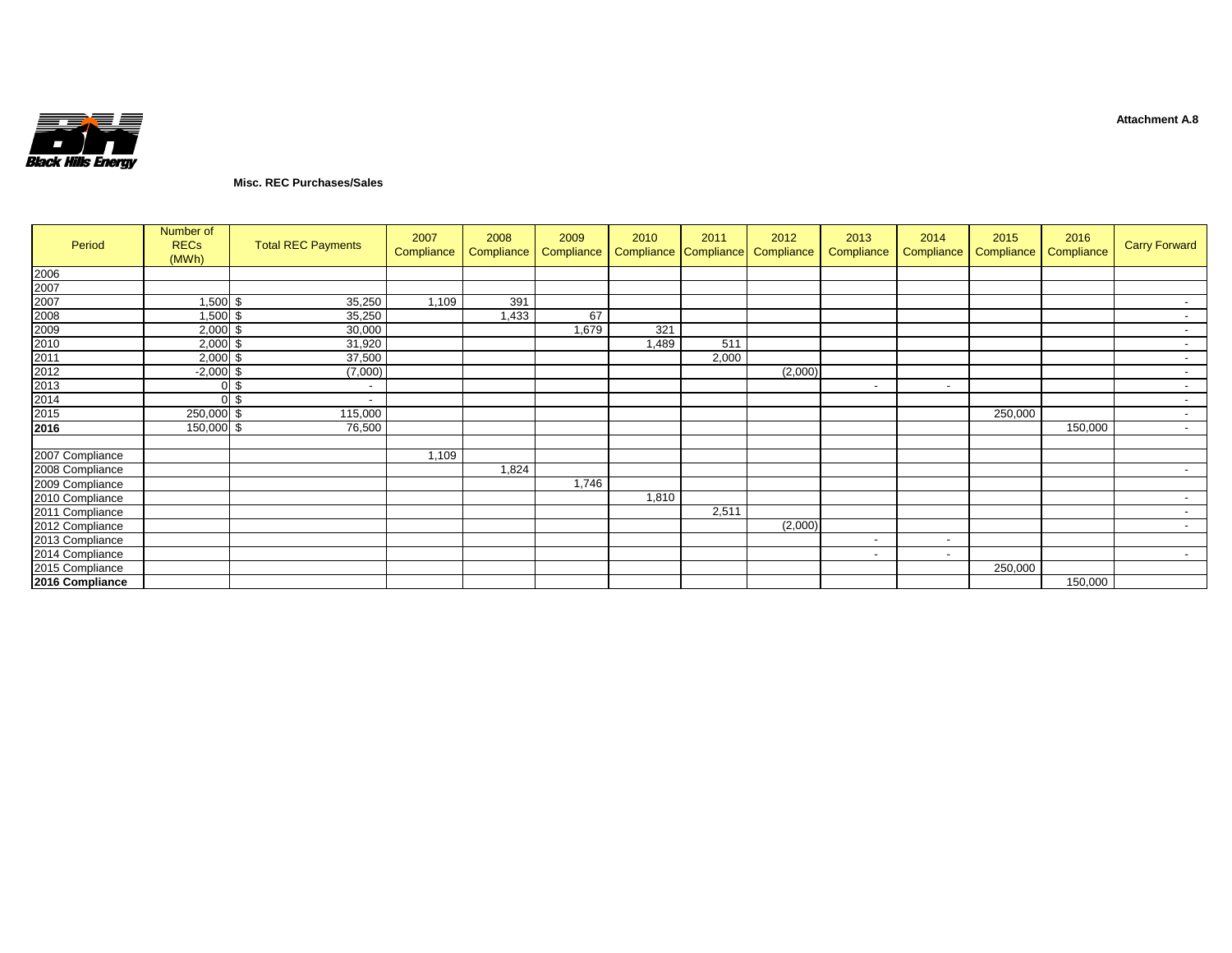**Attachment A.8**

Black Hills Energy

**Misc. REC Purchases/Sales**

| Period | Number of RECs (MWh) | Total REC Payments | 2007 Compliance | 2008 Compliance | 2009 Compliance | 2010 Compliance | 2011 Compliance | 2012 Compliance | 2013 Compliance | 2014 Compliance | 2015 Compliance | 2016 Compliance | Carry Forward |
|---|---|---|---|---|---|---|---|---|---|---|---|---|---|
| 2006 | | | | | | | | | | | | | |
| 2007 | | | | | | | | | | | | | |
| 2007 | 1,500 | $ 35,250 | 1,109 | 391 | | | | | | | | | - |
| 2008 | 1,500 | $ 35,250 | | 1,433 | 67 | | | | | | | | - |
| 2009 | 2,000 | $ 30,000 | | | 1,679 | 321 | | | | | | | - |
| 2010 | 2,000 | $ 31,920 | | | | 1,489 | 511 | | | | | | - |
| 2011 | 2,000 | $ 37,500 | | | | | 2,000 | | | | | | - |
| 2012 | -2,000 | $ (7,000) | | | | | | (2,000) | | | | | - |
| 2013 | 0 | $ - | | | | | | | - | - | | | - |
| 2014 | 0 | $ - | | | | | | | | | | | - |
| 2015 | 250,000 | $ 115,000 | | | | | | | | | 250,000 | | - |
| **2016** | 150,000 | $ 76,500 | | | | | | | | | | 150,000 | - |
| | | | | | | | | | | | | | |
| 2007 Compliance | | | 1,109 | | | | | | | | | | |
| 2008 Compliance | | | | 1,824 | | | | | | | | | - |
| 2009 Compliance | | | | | 1,746 | | | | | | | | |
| 2010 Compliance | | | | | | 1,810 | | | | | | | - |
| 2011 Compliance | | | | | | | 2,511 | | | | | | - |
| 2012 Compliance | | | | | | | | (2,000) | | | | | - |
| 2013 Compliance | | | | | | | | | - | - | | | |
| 2014 Compliance | | | | | | | | | - | - | | | - |
| 2015 Compliance | | | | | | | | | | | 250,000 | | |
| **2016 Compliance** | | | | | | | | | | | | 150,000 | |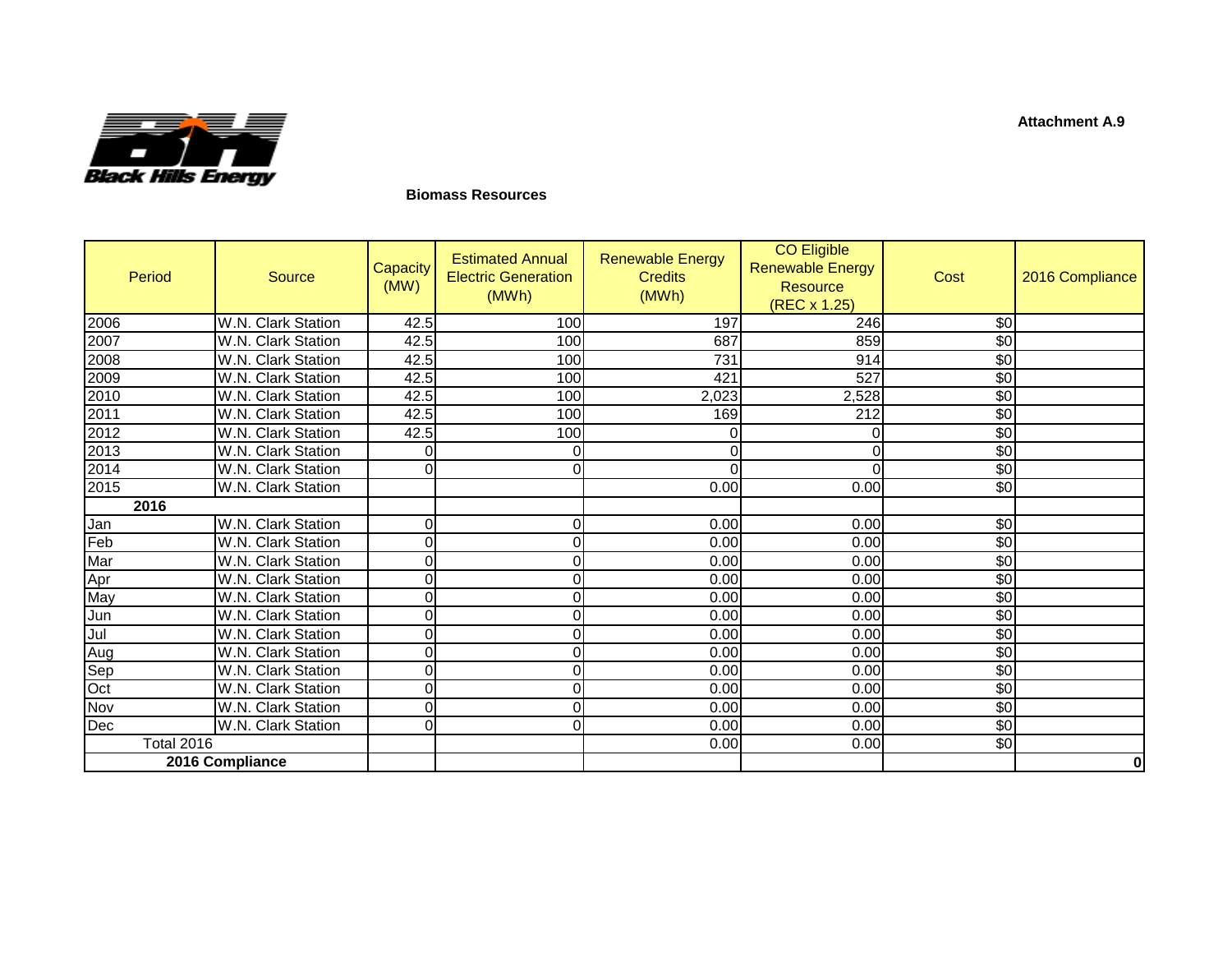Black Hills Energy

**Attachment A.9**

## Biomass Resources

| Period | Source | Capacity (MW) | Estimated Annual Electric Generation (MWh) | Renewable Energy Credits (MWh) | CO Eligible Renewable Energy Resource (REC x 1.25) | Cost | 2016 Compliance |
|---|---|---|---|---|---|---|---|
| 2006 | W.N. Clark Station | 42.5 | 100 | 197 | 246 | $0 | |
| 2007 | W.N. Clark Station | 42.5 | 100 | 687 | 859 | $0 | |
| 2008 | W.N. Clark Station | 42.5 | 100 | 731 | 914 | $0 | |
| 2009 | W.N. Clark Station | 42.5 | 100 | 421 | 527 | $0 | |
| 2010 | W.N. Clark Station | 42.5 | 100 | 2,023 | 2,528 | $0 | |
| 2011 | W.N. Clark Station | 42.5 | 100 | 169 | 212 | $0 | |
| 2012 | W.N. Clark Station | 42.5 | 100 | 0 | 0 | $0 | |
| 2013 | W.N. Clark Station | 0 | 0 | 0 | 0 | $0 | |
| 2014 | W.N. Clark Station | 0 | 0 | 0 | 0 | $0 | |
| 2015 | W.N. Clark Station | | | 0.00 | 0.00 | $0 | |
| **2016** | | | | | | | |
| Jan | W.N. Clark Station | 0 | 0 | 0.00 | 0.00 | $0 | |
| Feb | W.N. Clark Station | 0 | 0 | 0.00 | 0.00 | $0 | |
| Mar | W.N. Clark Station | 0 | 0 | 0.00 | 0.00 | $0 | |
| Apr | W.N. Clark Station | 0 | 0 | 0.00 | 0.00 | $0 | |
| May | W.N. Clark Station | 0 | 0 | 0.00 | 0.00 | $0 | |
| Jun | W.N. Clark Station | 0 | 0 | 0.00 | 0.00 | $0 | |
| Jul | W.N. Clark Station | 0 | 0 | 0.00 | 0.00 | $0 | |
| Aug | W.N. Clark Station | 0 | 0 | 0.00 | 0.00 | $0 | |
| Sep | W.N. Clark Station | 0 | 0 | 0.00 | 0.00 | $0 | |
| Oct | W.N. Clark Station | 0 | 0 | 0.00 | 0.00 | $0 | |
| Nov | W.N. Clark Station | 0 | 0 | 0.00 | 0.00 | $0 | |
| Dec | W.N. Clark Station | 0 | 0 | 0.00 | 0.00 | $0 | |
| Total 2016 | | | | 0.00 | 0.00 | $0 | |
| **2016 Compliance** | | | | | | | **0** |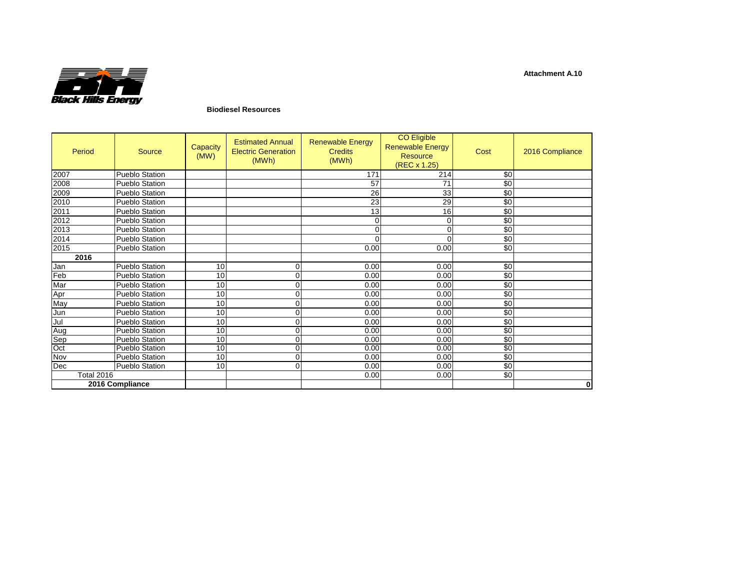**Attachment A.10**

**Black Hills Energy**

**Biodiesel Resources**

| Period | Source | Capacity (MW) | Estimated Annual Electric Generation (MWh) | Renewable Energy Credits (MWh) | CO Eligible Renewable Energy Resource (REC x 1.25) | Cost | 2016 Compliance |
|---|---|---|---|---|---|---|---|
| 2007 | Pueblo Station | | | 171 | 214 | $0 | |
| 2008 | Pueblo Station | | | 57 | 71 | $0 | |
| 2009 | Pueblo Station | | | 26 | 33 | $0 | |
| 2010 | Pueblo Station | | | 23 | 29 | $0 | |
| 2011 | Pueblo Station | | | 13 | 16 | $0 | |
| 2012 | Pueblo Station | | | 0 | 0 | $0 | |
| 2013 | Pueblo Station | | | 0 | 0 | $0 | |
| 2014 | Pueblo Station | | | 0 | 0 | $0 | |
| 2015 | Pueblo Station | | | 0.00 | 0.00 | $0 | |
| **2016** | | | | | | | |
| Jan | Pueblo Station | 10 | 0 | 0.00 | 0.00 | $0 | |
| Feb | Pueblo Station | 10 | 0 | 0.00 | 0.00 | $0 | |
| Mar | Pueblo Station | 10 | 0 | 0.00 | 0.00 | $0 | |
| Apr | Pueblo Station | 10 | 0 | 0.00 | 0.00 | $0 | |
| May | Pueblo Station | 10 | 0 | 0.00 | 0.00 | $0 | |
| Jun | Pueblo Station | 10 | 0 | 0.00 | 0.00 | $0 | |
| Jul | Pueblo Station | 10 | 0 | 0.00 | 0.00 | $0 | |
| Aug | Pueblo Station | 10 | 0 | 0.00 | 0.00 | $0 | |
| Sep | Pueblo Station | 10 | 0 | 0.00 | 0.00 | $0 | |
| Oct | Pueblo Station | 10 | 0 | 0.00 | 0.00 | $0 | |
| Nov | Pueblo Station | 10 | 0 | 0.00 | 0.00 | $0 | |
| Dec | Pueblo Station | 10 | 0 | 0.00 | 0.00 | $0 | |
| Total 2016 | | | | 0.00 | 0.00 | $0 | |
| **2016 Compliance** | | | | | | | **0** |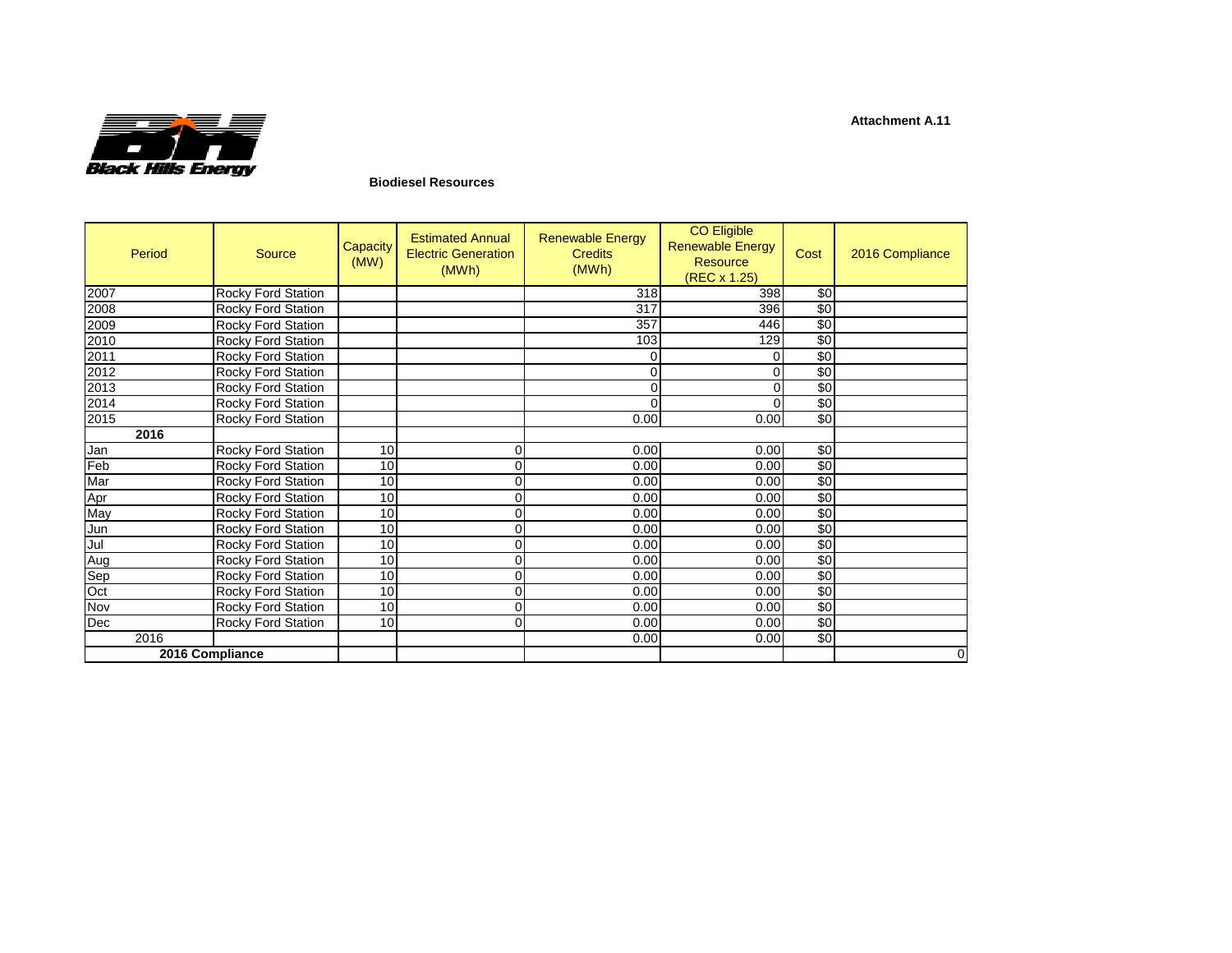**Attachment A.11**

Black Hills Energy

**Biodiesel Resources**

| Period | Source | Capacity (MW) | Estimated Annual Electric Generation (MWh) | Renewable Energy Credits (MWh) | CO Eligible Renewable Energy Resource (REC x 1.25) | Cost | 2016 Compliance |
|---|---|---|---|---|---|---|---|
| 2007 | Rocky Ford Station | | | 318 | 398 | $0 | |
| 2008 | Rocky Ford Station | | | 317 | 396 | $0 | |
| 2009 | Rocky Ford Station | | | 357 | 446 | $0 | |
| 2010 | Rocky Ford Station | | | 103 | 129 | $0 | |
| 2011 | Rocky Ford Station | | | 0 | 0 | $0 | |
| 2012 | Rocky Ford Station | | | 0 | 0 | $0 | |
| 2013 | Rocky Ford Station | | | 0 | 0 | $0 | |
| 2014 | Rocky Ford Station | | | 0 | 0 | $0 | |
| 2015 | Rocky Ford Station | | | 0.00 | 0.00 | $0 | |
| **2016** | | | | | | | |
| Jan | Rocky Ford Station | 10 | 0 | 0.00 | 0.00 | $0 | |
| Feb | Rocky Ford Station | 10 | 0 | 0.00 | 0.00 | $0 | |
| Mar | Rocky Ford Station | 10 | 0 | 0.00 | 0.00 | $0 | |
| Apr | Rocky Ford Station | 10 | 0 | 0.00 | 0.00 | $0 | |
| May | Rocky Ford Station | 10 | 0 | 0.00 | 0.00 | $0 | |
| Jun | Rocky Ford Station | 10 | 0 | 0.00 | 0.00 | $0 | |
| Jul | Rocky Ford Station | 10 | 0 | 0.00 | 0.00 | $0 | |
| Aug | Rocky Ford Station | 10 | 0 | 0.00 | 0.00 | $0 | |
| Sep | Rocky Ford Station | 10 | 0 | 0.00 | 0.00 | $0 | |
| Oct | Rocky Ford Station | 10 | 0 | 0.00 | 0.00 | $0 | |
| Nov | Rocky Ford Station | 10 | 0 | 0.00 | 0.00 | $0 | |
| Dec | Rocky Ford Station | 10 | 0 | 0.00 | 0.00 | $0 | |
| 2016 | | | | 0.00 | 0.00 | $0 | |
| **2016 Compliance** | | | | | | | 0 |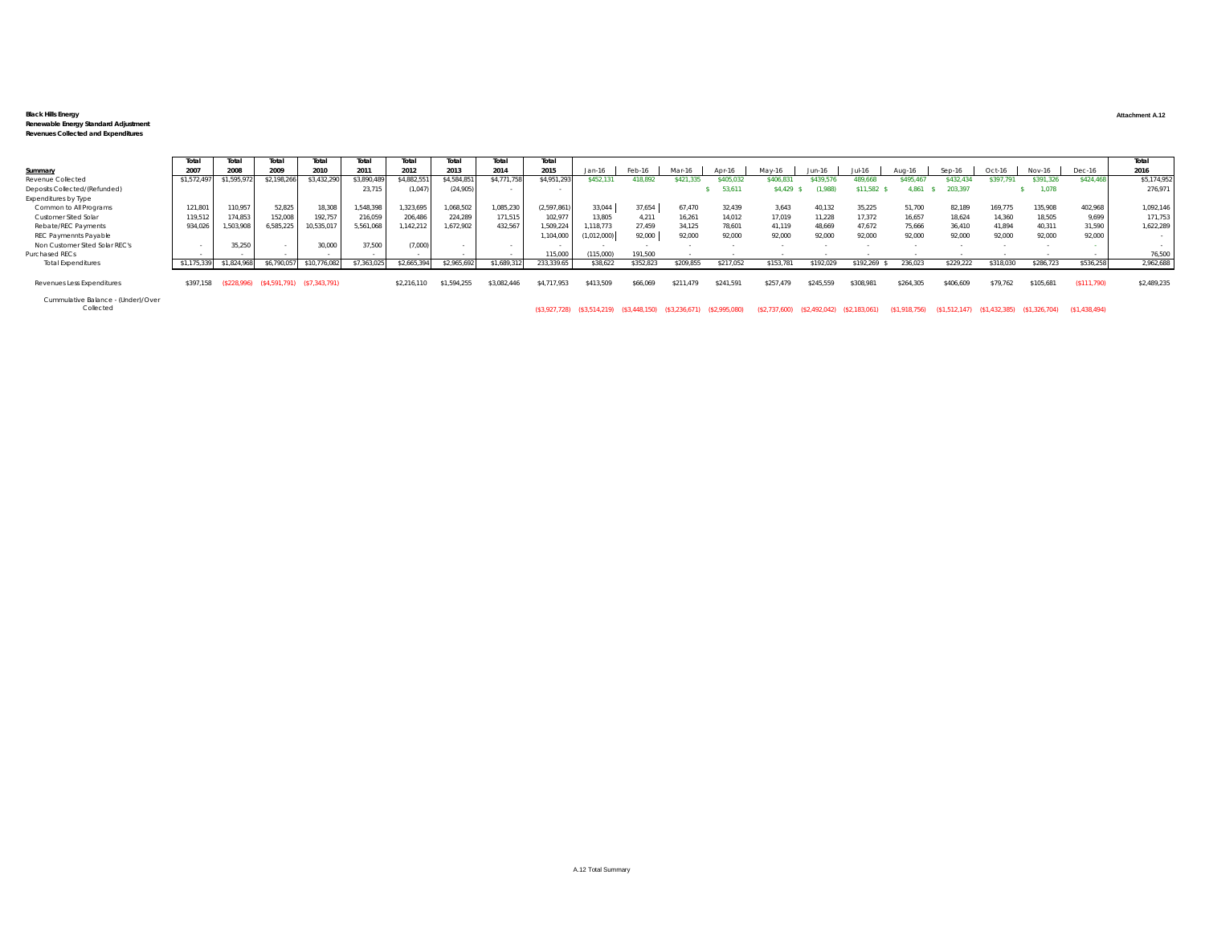**Black Hills Energy**
**Renewable Energy Standard Adjustment**
**Revenues Collected and Expenditures**

Attachment A.12

| Summary | Total 2007 | Total 2008 | Total 2009 | Total 2010 | Total 2011 | Total 2012 | Total 2013 | Total 2014 | Total 2015 | Jan-16 | Feb-16 | Mar-16 | Apr-16 | May-16 | Jun-16 | Jul-16 | Aug-16 | Sep-16 | Oct-16 | Nov-16 | Dec-16 | Total 2016 |
|---|---|---|---|---|---|---|---|---|---|---|---|---|---|---|---|---|---|---|---|---|---|---|
| Revenue Collected | $1,572,497 | $1,595,972 | $2,198,266 | $3,432,290 | $3,890,489 | $4,882,551 | $4,584,851 | $4,771,758 | $4,951,293 | $452,131 | 418,892 | $421,335 | $405,032 | $406,831 | $439,576 | 489,668 | $495,467 | $432,434 | $397,791 | $391,326 | $424,468 | $5,174,952 |
| Deposits Collected/(Refunded) | | | | | 23,715 | (1,047) | (24,905) | - | - | | | | $ 53,611 | $4,429 $ | (1,988) | $11,582 $ | 4,861 $ | 203,397 | | $ 1,078 | | 276,971 |
| Expenditures by Type | | | | | | | | | | | | | | | | | | | | | | |
| Common to All Programs | 121,801 | 110,957 | 52,825 | 18,308 | 1,548,398 | 1,323,695 | 1,068,502 | 1,085,230 | (2,597,861) | 33,044 | 37,654 | 67,470 | 32,439 | 3,643 | 40,132 | 35,225 | 51,700 | 82,189 | 169,775 | 135,908 | 402,968 | 1,092,146 |
| Customer Sited Solar | 119,512 | 174,853 | 152,008 | 192,757 | 216,059 | 206,486 | 224,289 | 171,515 | 102,977 | 13,805 | 4,211 | 16,261 | 14,012 | 17,019 | 11,228 | 17,372 | 16,657 | 18,624 | 14,360 | 18,505 | 9,699 | 171,753 |
| Rebate/REC Payments | 934,026 | 1,503,908 | 6,585,225 | 10,535,017 | 5,561,068 | 1,142,212 | 1,672,902 | 432,567 | 1,509,224 | 1,118,773 | 27,459 | 34,125 | 78,601 | 41,119 | 48,669 | 47,672 | 75,666 | 36,410 | 41,894 | 40,311 | 31,590 | 1,622,289 |
| REC Paymennts Payable | | | | | | | | | 1,104,000 | (1,012,000) | 92,000 | 92,000 | 92,000 | 92,000 | 92,000 | 92,000 | 92,000 | 92,000 | 92,000 | 92,000 | 92,000 | - |
| Non Customer Sited Solar REC's | - | 35,250 | - | 30,000 | 37,500 | (7,000) | - | - | - | - | - | - | - | - | - | - | - | - | - | - | - | - |
| Purchased RECs | - | - | - | - | - | - | - | - | 115,000 | (115,000) | 191,500 | - | - | - | - | - | - | - | - | - | - | 76,500 |
| Total Expenditures | $1,175,339 | $1,824,968 | $6,790,057 | $10,776,082 | $7,363,025 | $2,665,394 | $2,965,692 | $1,689,312 | 233,339.65 | $38,622 | $352,823 | $209,855 | $217,052 | $153,781 | $192,029 | $192,269 $ | 236,023 | $229,222 | $318,030 | $286,723 | $536,258 | 2,962,688 |
| Revenues Less Expenditures | $397,158 | ($228,996) | ($4,591,791) | ($7,343,791) | | $2,216,110 | $1,594,255 | $3,082,446 | $4,717,953 | $413,509 | $66,069 | $211,479 | $241,591 | $257,479 | $245,559 | $308,981 | $264,305 | $406,609 | $79,762 | $105,681 | ($111,790) | $2,489,235 |
| Cummulative Balance - (Under)/Over Collected | | | | | | | | | ($3,927,728) | ($3,514,219) | ($3,448,150) | ($3,236,671) | ($2,995,080) | ($2,737,600) | ($2,492,042) | ($2,183,061) | ($1,918,756) | ($1,512,147) | ($1,432,385) | ($1,326,704) | ($1,438,494) | |

A.12 Total Summary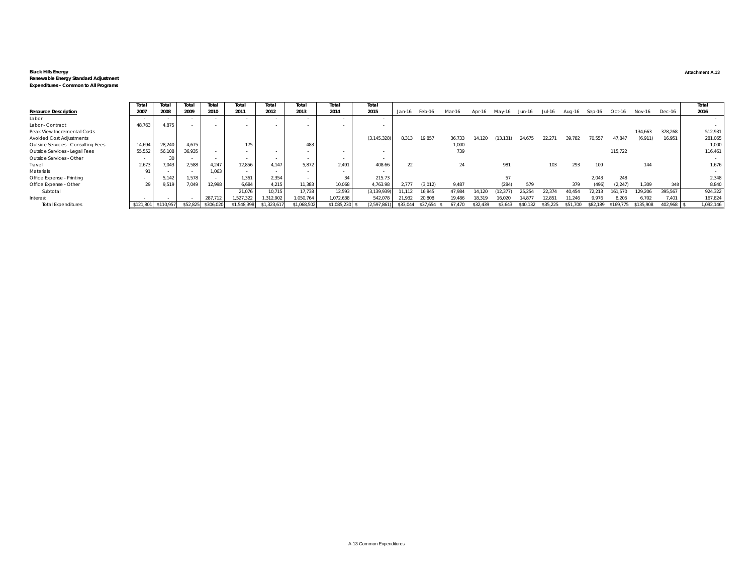**Black Hills Energy**
**Renewable Energy Standard Adjustment**
**Expenditures - Common to All Programs**

**Attachment A.13**

| Resource Description | Total 2007 | Total 2008 | Total 2009 | Total 2010 | Total 2011 | Total 2012 | Total 2013 | Total 2014 | Total 2015 | Jan-16 | Feb-16 | Mar-16 | Apr-16 | May-16 | Jun-16 | Jul-16 | Aug-16 | Sep-16 | Oct-16 | Nov-16 | Dec-16 | Total 2016 |
|---|---|---|---|---|---|---|---|---|---|---|---|---|---|---|---|---|---|---|---|---|---|---|
| Labor | - | - | - | - | - | - | - | - | - | | | | | | | | | | | | | - |
| Labor - Contract | 48,763 | 4,875 | - | - | - | - | - | - | - | | | | | | | | | | | | | - |
| Peak View Incremental Costs | | | | | | | | | | | | | | | | | | | | 134,663 | 378,268 | 512,931 |
| Avoided Cost Adjustments | | | | | | | | | (3,145,328) | 8,313 | 19,857 | 36,733 | 14,120 | (13,131) | 24,675 | 22,271 | 39,782 | 70,557 | 47,847 | (6,911) | 16,951 | 281,065 |
| Outside Services - Consulting Fees | 14,694 | 28,240 | 4,675 | - | 175 | - | 483 | - | - | | | 1,000 | | | | | | | | | | 1,000 |
| Outside Services - Legal Fees | 55,552 | 56,108 | 36,935 | - | - | - | - | - | - | | | 739 | | | | | | | 115,722 | | | 116,461 |
| Outside Services - Other | - | 30 | - | - | - | - | - | - | - | | | | | | | | | | | | | - |
| Travel | 2,673 | 7,043 | 2,588 | 4,247 | 12,856 | 4,147 | 5,872 | 2,491 | 408.66 | 22 | | 24 | | 981 | | 103 | 293 | 109 | | 144 | | 1,676 |
| Materials | 91 | - | - | 1,063 | - | - | - | - | - | | | | | | | | | | | | | - |
| Office Expense - Printing | - | 5,142 | 1,578 | - | 1,361 | 2,354 | - | 34 | 215.73 | | | | | 57 | | | | 2,043 | 248 | | | 2,348 |
| Office Expense - Other | 29 | 9,519 | 7,049 | 12,998 | 6,684 | 4,215 | 11,383 | 10,068 | 4,763.98 | 2,777 | (3,012) | 9,487 | | (284) | 579 | | 379 | (496) | (2,247) | 1,309 | 348 | 8,840 |
| Subtotal | | | | | 21,076 | 10,715 | 17,738 | 12,593 | (3,139,939) | 11,112 | 16,845 | 47,984 | 14,120 | (12,377) | 25,254 | 22,374 | 40,454 | 72,213 | 161,570 | 129,206 | 395,567 | 924,322 |
| Interest | - | - | - | 287,712 | 1,527,322 | 1,312,902 | 1,050,764 | 1,072,638 | 542,078 | 21,932 | 20,808 | 19,486 | 18,319 | 16,020 | 14,877 | 12,851 | 11,246 | 9,976 | 8,205 | 6,702 | 7,401 | 167,824 |
| Total Expenditures | $121,801 | $110,957 | $52,825 | $306,020 | $1,548,398 | $1,323,617 | $1,068,502 | $1,085,230 | $ (2,597,861) | $33,044 | $37,654 | $ 67,470 | $32,439 | $3,643 | $40,132 | $35,225 | $51,700 | $82,189 | $169,775 | $135,908 | 402,968 | $ 1,092,146 |

A.13 Common Expenditures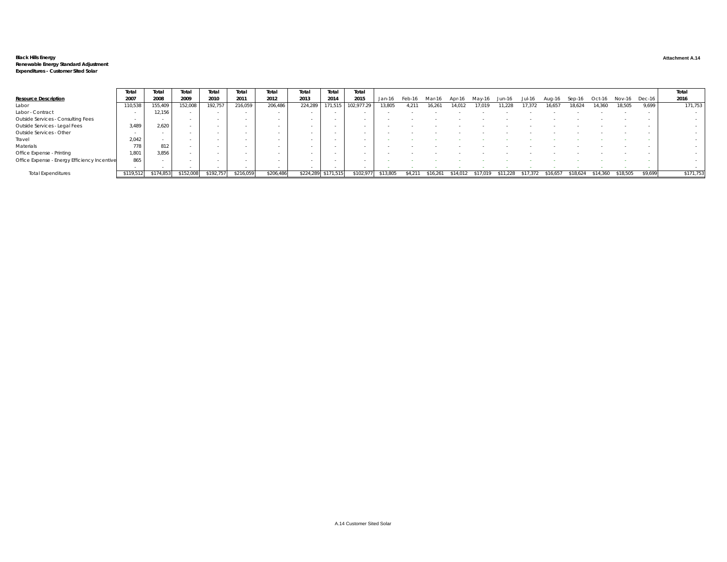**Black Hills Energy**
**Renewable Energy Standard Adjustment**
**Expenditures - Customer Sited Solar**

**Attachment A.14**

| Resource Description | Total 2007 | Total 2008 | Total 2009 | Total 2010 | Total 2011 | Total 2012 | Total 2013 | Total 2014 | Total 2015 | Jan-16 | Feb-16 | Mar-16 | Apr-16 | May-16 | Jun-16 | Jul-16 | Aug-16 | Sep-16 | Oct-16 | Nov-16 | Dec-16 | Total 2016 |
|---|---|---|---|---|---|---|---|---|---|---|---|---|---|---|---|---|---|---|---|---|---|---|
| Labor | 110,538 | 155,409 | 152,008 | 192,757 | 216,059 | 206,486 | 224,289 | 171,515 | 102,977.29 | 13,805 | 4,211 | 16,261 | 14,012 | 17,019 | 11,228 | 17,372 | 16,657 | 18,624 | 14,360 | 18,505 | 9,699 | 171,753 |
| Labor - Contract | - | 12,156 | - | - | - | - | - | - | - | - | - | - | - | - | - | - | - | - | - | - | - | - |
| Outside Services - Consulting Fees | - | - | - | - | - | - | - | - | - | - | - | - | - | - | - | - | - | - | - | - | - | - |
| Outside Services - Legal Fees | 3,489 | 2,620 | - | - | - | - | - | - | - | - | - | - | - | - | - | - | - | - | - | - | - | - |
| Outside Services - Other | - | - | - | - | - | - | - | - | - | - | - | - | - | - | - | - | - | - | - | - | - | - |
| Travel | 2,042 | - | - | - | - | - | - | - | - | - | - | - | - | - | - | - | - | - | - | - | - | - |
| Materials | 778 | 812 | - | - | - | - | - | - | - | - | - | - | - | - | - | - | - | - | - | - | - | - |
| Office Expense - Printing | 1,801 | 3,856 | - | - | - | - | - | - | - | - | - | - | - | - | - | - | - | - | - | - | - | - |
| Office Expense - Energy Efficiency Incentive | 865 | - | - | - | - | - | - | - | - | - | - | - | - | - | - | - | - | - | - | - | - | - |
| | - | - | - | - | - | - | - | - | - | - | - | - | - | - | - | - | - | - | - | - | - | - |
| Total Expenditures | $119,512 | $174,853 | $152,008 | $192,757 | $216,059 | $206,486 | $224,289 | $171,515 | $102,977 | $13,805 | $4,211 | $16,261 | $14,012 | $17,019 | $11,228 | $17,372 | $16,657 | $18,624 | $14,360 | $18,505 | $9,699 | $171,753 |

A.14 Customer Sited Solar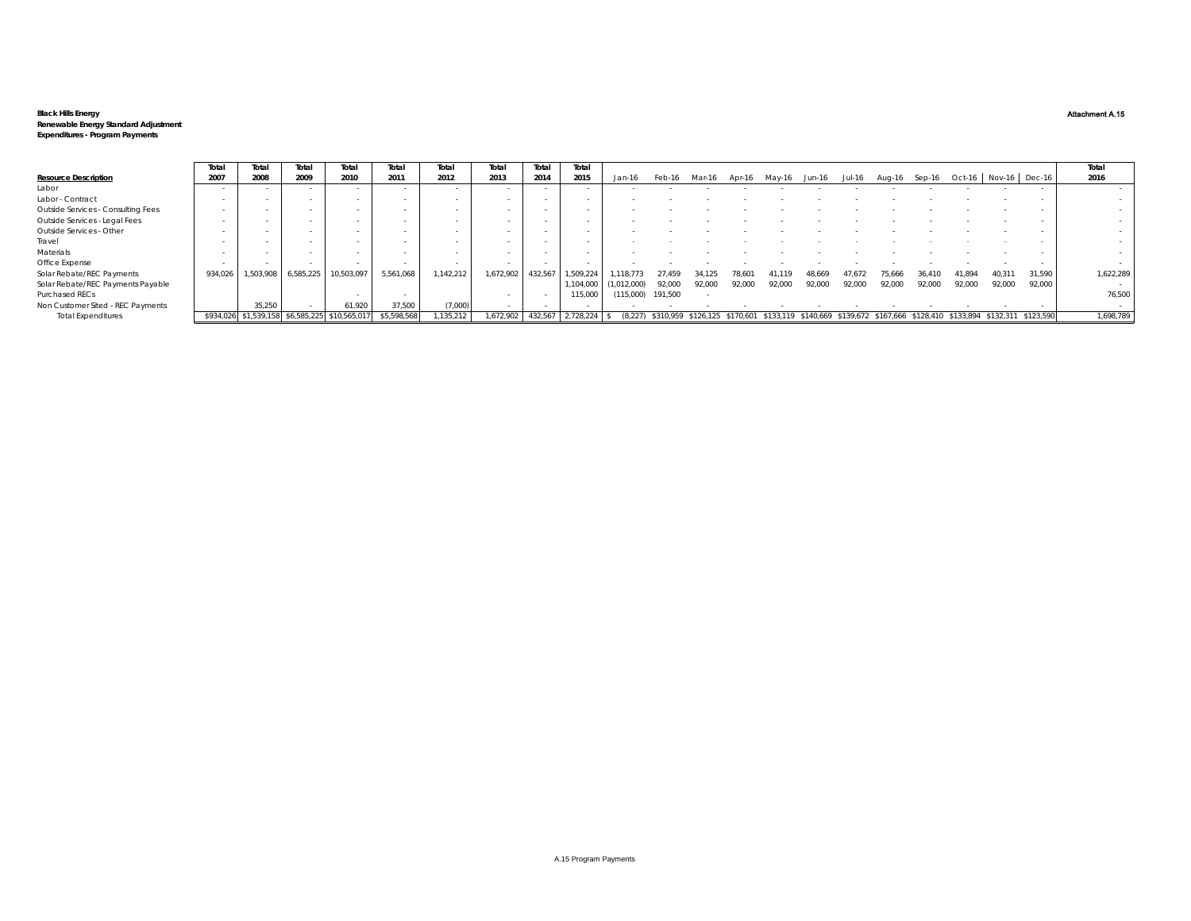**Black Hills Energy**
**Renewable Energy Standard Adjustment**
**Expenditures - Program Payments**

Attachment A.15

| Resource Description | Total 2007 | Total 2008 | Total 2009 | Total 2010 | Total 2011 | Total 2012 | Total 2013 | Total 2014 | Total 2015 | Jan-16 | Feb-16 | Mar-16 | Apr-16 | May-16 | Jun-16 | Jul-16 | Aug-16 | Sep-16 | Oct-16 | Nov-16 | Dec-16 | Total 2016 |
|---|---|---|---|---|---|---|---|---|---|---|---|---|---|---|---|---|---|---|---|---|---|---|
| Labor | - | - | - | - | - | - | - | - | - | - | - | - | - | - | - | - | - | - | - | - | - | - |
| Labor - Contract | - | - | - | - | - | - | - | - | - | - | - | - | - | - | - | - | - | - | - | - | - | - |
| Outside Services - Consulting Fees | - | - | - | - | - | - | - | - | - | - | - | - | - | - | - | - | - | - | - | - | - | - |
| Outside Services - Legal Fees | - | - | - | - | - | - | - | - | - | - | - | - | - | - | - | - | - | - | - | - | - | - |
| Outside Services - Other | - | - | - | - | - | - | - | - | - | - | - | - | - | - | - | - | - | - | - | - | - | - |
| Travel | - | - | - | - | - | - | - | - | - | - | - | - | - | - | - | - | - | - | - | - | - | - |
| Materials | - | - | - | - | - | - | - | - | - | - | - | - | - | - | - | - | - | - | - | - | - | - |
| Office Expense | - | - | - | - | - | - | - | - | - | - | - | - | - | - | - | - | - | - | - | - | - | - |
| Solar Rebate/REC Payments | 934,026 | 1,503,908 | 6,585,225 | 10,503,097 | 5,561,068 | 1,142,212 | 1,672,902 | 432,567 | 1,509,224 | 1,118,773 | 27,459 | 34,125 | 78,601 | 41,119 | 48,669 | 47,672 | 75,666 | 36,410 | 41,894 | 40,311 | 31,590 | 1,622,289 |
| Solar Rebate/REC Payments Payable | | | | | | | | | 1,104,000 | (1,012,000) | 92,000 | 92,000 | 92,000 | 92,000 | 92,000 | 92,000 | 92,000 | 92,000 | 92,000 | 92,000 | 92,000 | - |
| Purchased RECs | | | | - | - | | - | - | 115,000 | (115,000) | 191,500 | - | | | | | | | | | | 76,500 |
| Non Customer Sited - REC Payments | | 35,250 | - | 61,920 | 37,500 | (7,000) | - | - | - | - | - | - | - | - | - | - | - | - | - | - | - | - |
| Total Expenditures | $934,026 | $1,539,158 | $6,585,225 | $10,565,017 | $5,598,568 | 1,135,212 | 1,672,902 | 432,567 | 2,728,224 | $ (8,227) | $310,959 | $126,125 | $170,601 | $133,119 | $140,669 | $139,672 | $167,666 | $128,410 | $133,894 | $132,311 | $123,590 | 1,698,789 |

A.15 Program Payments